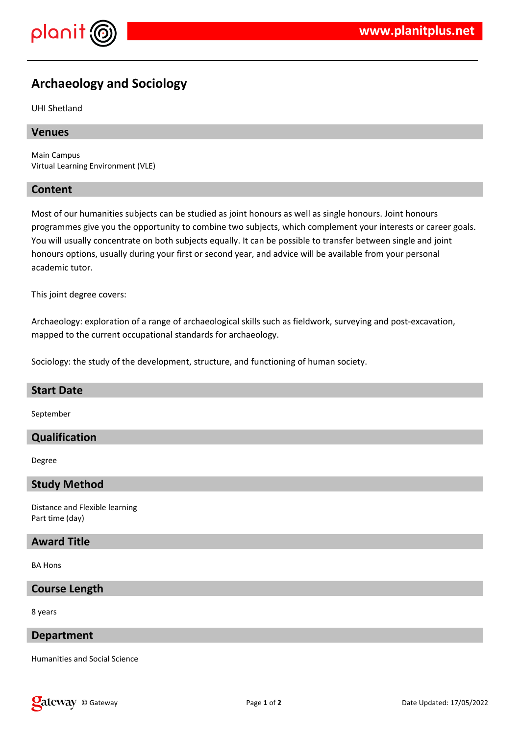# Archaeology and Sociology

UHI Shetland

## Venues

Main Campus
Virtual Learning Environment (VLE)

## Content

Most of our humanities subjects can be studied as joint honours as well as single honours. Joint honours programmes give you the opportunity to combine two subjects, which complement your interests or career goals. You will usually concentrate on both subjects equally. It can be possible to transfer between single and joint honours options, usually during your first or second year, and advice will be available from your personal academic tutor.

This joint degree covers:

Archaeology: exploration of a range of archaeological skills such as fieldwork, surveying and post-excavation, mapped to the current occupational standards for archaeology.

Sociology: the study of the development, structure, and functioning of human society.

## Start Date

September

## Qualification

Degree

## Study Method

Distance and Flexible learning
Part time (day)

## Award Title

BA Hons

## Course Length

8 years

## Department

Humanities and Social Science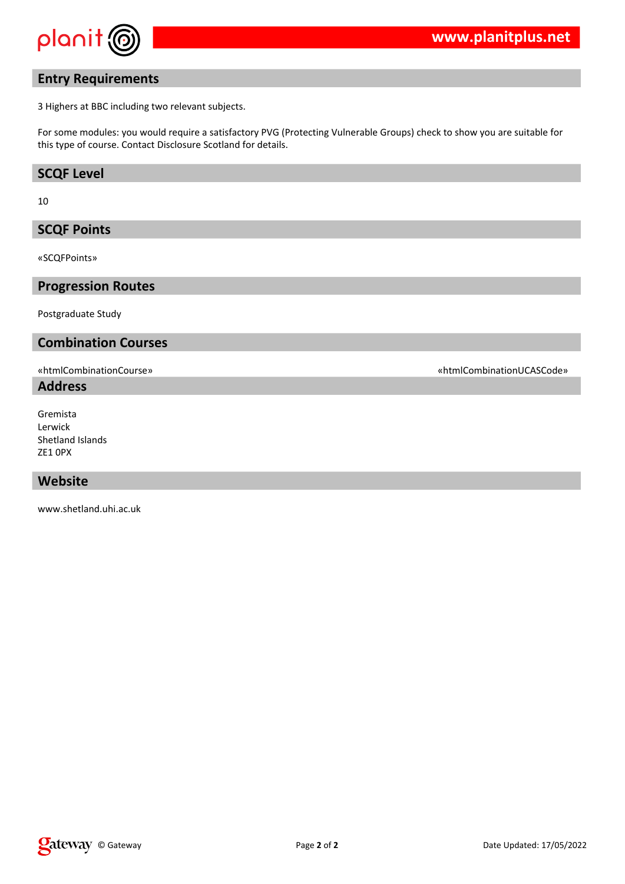## Entry Requirements

3 Highers at BBC including two relevant subjects.

For some modules: you would require a satisfactory PVG (Protecting Vulnerable Groups) check to show you are suitable for this type of course. Contact Disclosure Scotland for details.

## SCQF Level

10

## SCQF Points

«SCQFPoints»

## Progression Routes

Postgraduate Study

## Combination Courses

«htmlCombinationCourse» «htmlCombinationUCASCode»

## Address

Gremista
Lerwick
Shetland Islands
ZE1 0PX

## Website

www.shetland.uhi.ac.uk